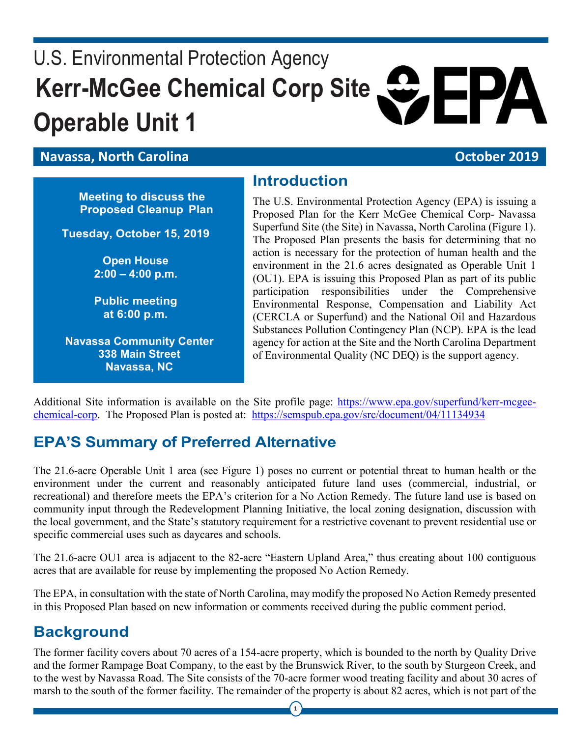# U.S. Environmental Protection Agency

# Kerr-McGee Chemical Corp Site Operable Unit 1

**Navassa, North Carolina** **October 2019**

**Meeting to discuss the Proposed Cleanup Plan**

**Tuesday, October 15, 2019**

**Open House**
**2:00 – 4:00 p.m.**

**Public meeting**
**at 6:00 p.m.**

**Navassa Community Center**
**338 Main Street**
**Navassa, NC**

## Introduction

The U.S. Environmental Protection Agency (EPA) is issuing a Proposed Plan for the Kerr McGee Chemical Corp- Navassa Superfund Site (the Site) in Navassa, North Carolina (Figure 1). The Proposed Plan presents the basis for determining that no action is necessary for the protection of human health and the environment in the 21.6 acres designated as Operable Unit 1 (OU1). EPA is issuing this Proposed Plan as part of its public participation responsibilities under the Comprehensive Environmental Response, Compensation and Liability Act (CERCLA or Superfund) and the National Oil and Hazardous Substances Pollution Contingency Plan (NCP). EPA is the lead agency for action at the Site and the North Carolina Department of Environmental Quality (NC DEQ) is the support agency.

Additional Site information is available on the Site profile page: https://www.epa.gov/superfund/kerr-mcgee-chemical-corp. The Proposed Plan is posted at: https://semspub.epa.gov/src/document/04/11134934

## EPA'S Summary of Preferred Alternative

The 21.6-acre Operable Unit 1 area (see Figure 1) poses no current or potential threat to human health or the environment under the current and reasonably anticipated future land uses (commercial, industrial, or recreational) and therefore meets the EPA's criterion for a No Action Remedy. The future land use is based on community input through the Redevelopment Planning Initiative, the local zoning designation, discussion with the local government, and the State's statutory requirement for a restrictive covenant to prevent residential use or specific commercial uses such as daycares and schools.

The 21.6-acre OU1 area is adjacent to the 82-acre "Eastern Upland Area," thus creating about 100 contiguous acres that are available for reuse by implementing the proposed No Action Remedy.

The EPA, in consultation with the state of North Carolina, may modify the proposed No Action Remedy presented in this Proposed Plan based on new information or comments received during the public comment period.

## Background

The former facility covers about 70 acres of a 154-acre property, which is bounded to the north by Quality Drive and the former Rampage Boat Company, to the east by the Brunswick River, to the south by Sturgeon Creek, and to the west by Navassa Road. The Site consists of the 70-acre former wood treating facility and about 30 acres of marsh to the south of the former facility. The remainder of the property is about 82 acres, which is not part of the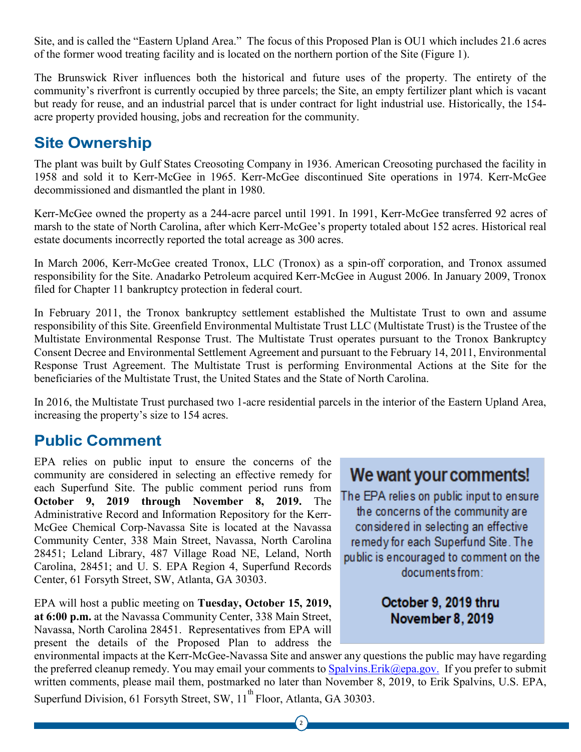Site, and is called the "Eastern Upland Area." The focus of this Proposed Plan is OU1 which includes 21.6 acres of the former wood treating facility and is located on the northern portion of the Site (Figure 1).

The Brunswick River influences both the historical and future uses of the property. The entirety of the community's riverfront is currently occupied by three parcels; the Site, an empty fertilizer plant which is vacant but ready for reuse, and an industrial parcel that is under contract for light industrial use. Historically, the 154-acre property provided housing, jobs and recreation for the community.

## Site Ownership

The plant was built by Gulf States Creosoting Company in 1936. American Creosoting purchased the facility in 1958 and sold it to Kerr-McGee in 1965. Kerr-McGee discontinued Site operations in 1974. Kerr-McGee decommissioned and dismantled the plant in 1980.

Kerr-McGee owned the property as a 244-acre parcel until 1991. In 1991, Kerr-McGee transferred 92 acres of marsh to the state of North Carolina, after which Kerr-McGee's property totaled about 152 acres. Historical real estate documents incorrectly reported the total acreage as 300 acres.

In March 2006, Kerr-McGee created Tronox, LLC (Tronox) as a spin-off corporation, and Tronox assumed responsibility for the Site. Anadarko Petroleum acquired Kerr-McGee in August 2006. In January 2009, Tronox filed for Chapter 11 bankruptcy protection in federal court.

In February 2011, the Tronox bankruptcy settlement established the Multistate Trust to own and assume responsibility of this Site. Greenfield Environmental Multistate Trust LLC (Multistate Trust) is the Trustee of the Multistate Environmental Response Trust. The Multistate Trust operates pursuant to the Tronox Bankruptcy Consent Decree and Environmental Settlement Agreement and pursuant to the February 14, 2011, Environmental Response Trust Agreement. The Multistate Trust is performing Environmental Actions at the Site for the beneficiaries of the Multistate Trust, the United States and the State of North Carolina.

In 2016, the Multistate Trust purchased two 1-acre residential parcels in the interior of the Eastern Upland Area, increasing the property's size to 154 acres.

## Public Comment

EPA relies on public input to ensure the concerns of the community are considered in selecting an effective remedy for each Superfund Site. The public comment period runs from **October 9, 2019 through November 8, 2019.** The Administrative Record and Information Repository for the Kerr-McGee Chemical Corp-Navassa Site is located at the Navassa Community Center, 338 Main Street, Navassa, North Carolina 28451; Leland Library, 487 Village Road NE, Leland, North Carolina, 28451; and U. S. EPA Region 4, Superfund Records Center, 61 Forsyth Street, SW, Atlanta, GA 30303.

EPA will host a public meeting on **Tuesday, October 15, 2019, at 6:00 p.m.** at the Navassa Community Center, 338 Main Street, Navassa, North Carolina 28451. Representatives from EPA will present the details of the Proposed Plan to address the environmental impacts at the Kerr-McGee-Navassa Site and answer any questions the public may have regarding the preferred cleanup remedy. You may email your comments to Spalvins.Erik@epa.gov. If you prefer to submit written comments, please mail them, postmarked no later than November 8, 2019, to Erik Spalvins, U.S. EPA, Superfund Division, 61 Forsyth Street, SW, 11th Floor, Atlanta, GA 30303.

> **We want your comments!**
>
> The EPA relies on public input to ensure the concerns of the community are considered in selecting an effective remedy for each Superfund Site. The public is encouraged to comment on the documents from:
>
> **October 9, 2019 thru November 8, 2019**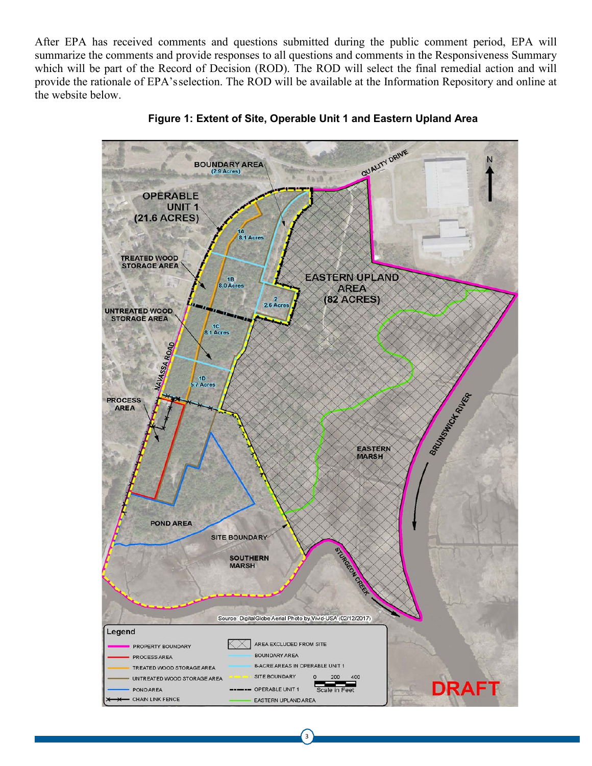After EPA has received comments and questions submitted during the public comment period, EPA will summarize the comments and provide responses to all questions and comments in the Responsiveness Summary which will be part of the Record of Decision (ROD). The ROD will select the final remedial action and will provide the rationale of EPA's selection. The ROD will be available at the Information Repository and online at the website below.

**Figure 1: Extent of Site, Operable Unit 1 and Eastern Upland Area**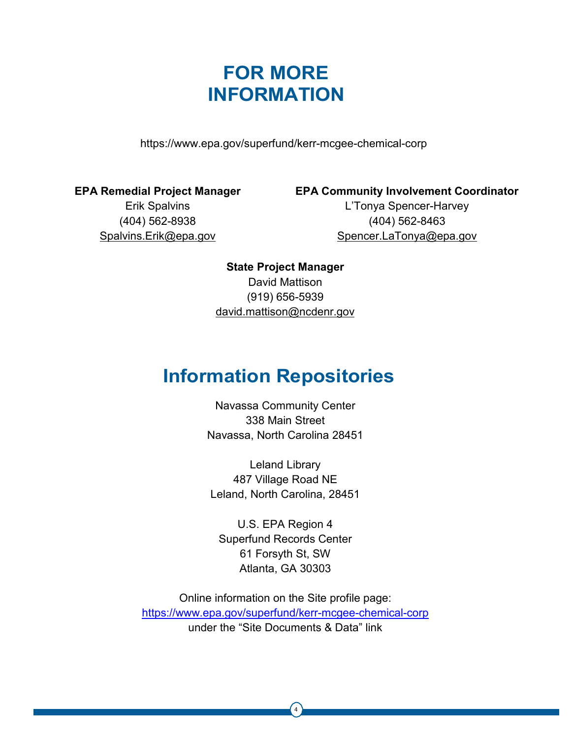# FOR MORE INFORMATION

https://www.epa.gov/superfund/kerr-mcgee-chemical-corp

**EPA Remedial Project Manager**
Erik Spalvins
(404) 562-8938
Spalvins.Erik@epa.gov

**EPA Community Involvement Coordinator**
L'Tonya Spencer-Harvey
(404) 562-8463
Spencer.LaTonya@epa.gov

**State Project Manager**
David Mattison
(919) 656-5939
david.mattison@ncdenr.gov

# Information Repositories

Navassa Community Center
338 Main Street
Navassa, North Carolina 28451

Leland Library
487 Village Road NE
Leland, North Carolina, 28451

U.S. EPA Region 4
Superfund Records Center
61 Forsyth St, SW
Atlanta, GA 30303

Online information on the Site profile page:
https://www.epa.gov/superfund/kerr-mcgee-chemical-corp
under the "Site Documents & Data" link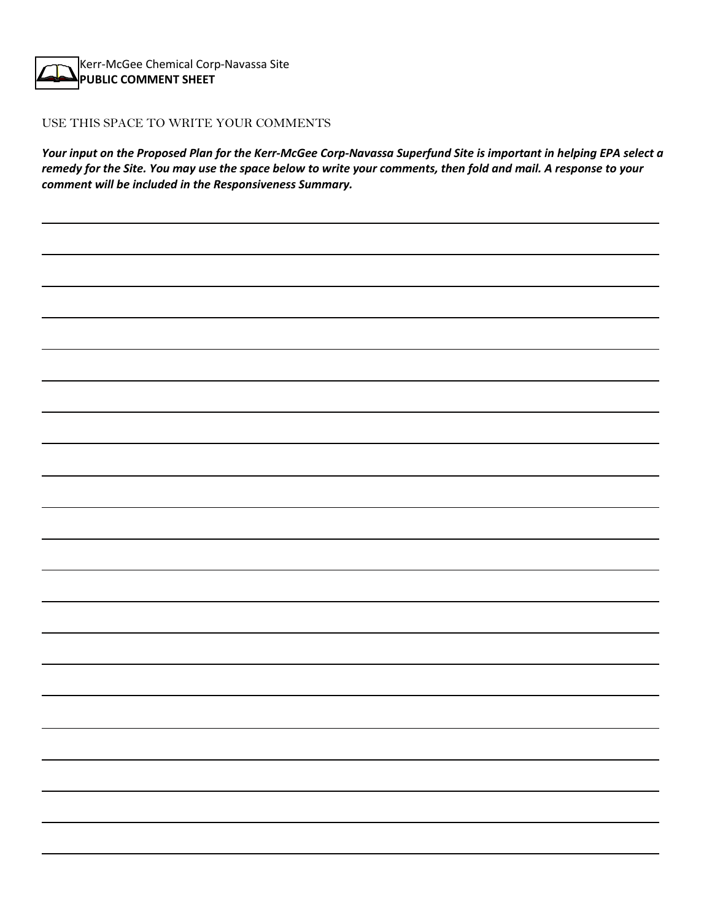Kerr-McGee Chemical Corp-Navassa Site
**PUBLIC COMMENT SHEET**

USE THIS SPACE TO WRITE YOUR COMMENTS

***Your input on the Proposed Plan for the Kerr-McGee Corp-Navassa Superfund Site is important in helping EPA select a remedy for the Site. You may use the space below to write your comments, then fold and mail. A response to your comment will be included in the Responsiveness Summary.***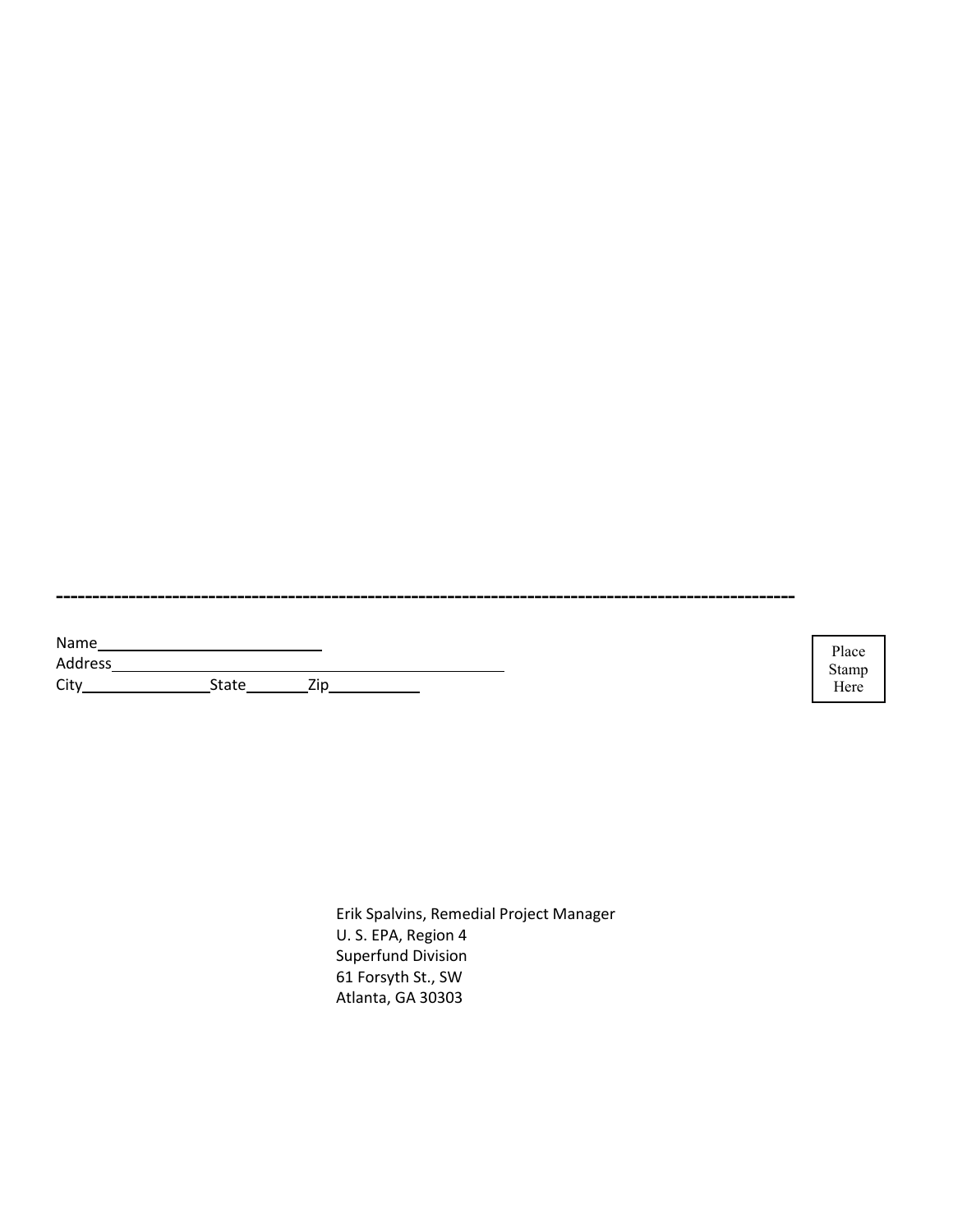---

Name\_\_\_\_\_\_\_\_\_\_\_\_\_\_\_\_\_\_\_\_\_\_\_\_\_\_\_\_

Address\_\_\_\_\_\_\_\_\_\_\_\_\_\_\_\_\_\_\_\_\_\_\_\_\_\_\_\_\_\_\_\_\_\_\_\_\_\_\_\_\_\_\_\_\_\_\_\_

City\_\_\_\_\_\_\_\_\_\_\_\_\_\_\_\_State\_\_\_\_\_\_\_\_Zip\_\_\_\_\_\_\_\_\_\_\_

Place Stamp Here

Erik Spalvins, Remedial Project Manager
U. S. EPA, Region 4
Superfund Division
61 Forsyth St., SW
Atlanta, GA 30303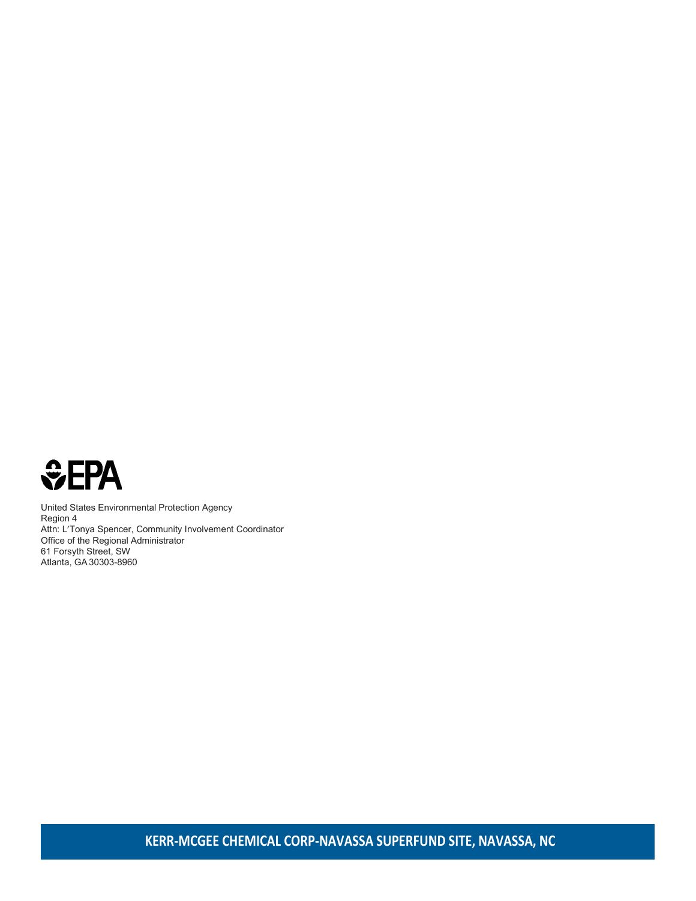EPA

United States Environmental Protection Agency
Region 4
Attn: L'Tonya Spencer, Community Involvement Coordinator
Office of the Regional Administrator
61 Forsyth Street, SW
Atlanta, GA 30303-8960

**KERR-MCGEE CHEMICAL CORP-NAVASSA SUPERFUND SITE, NAVASSA, NC**